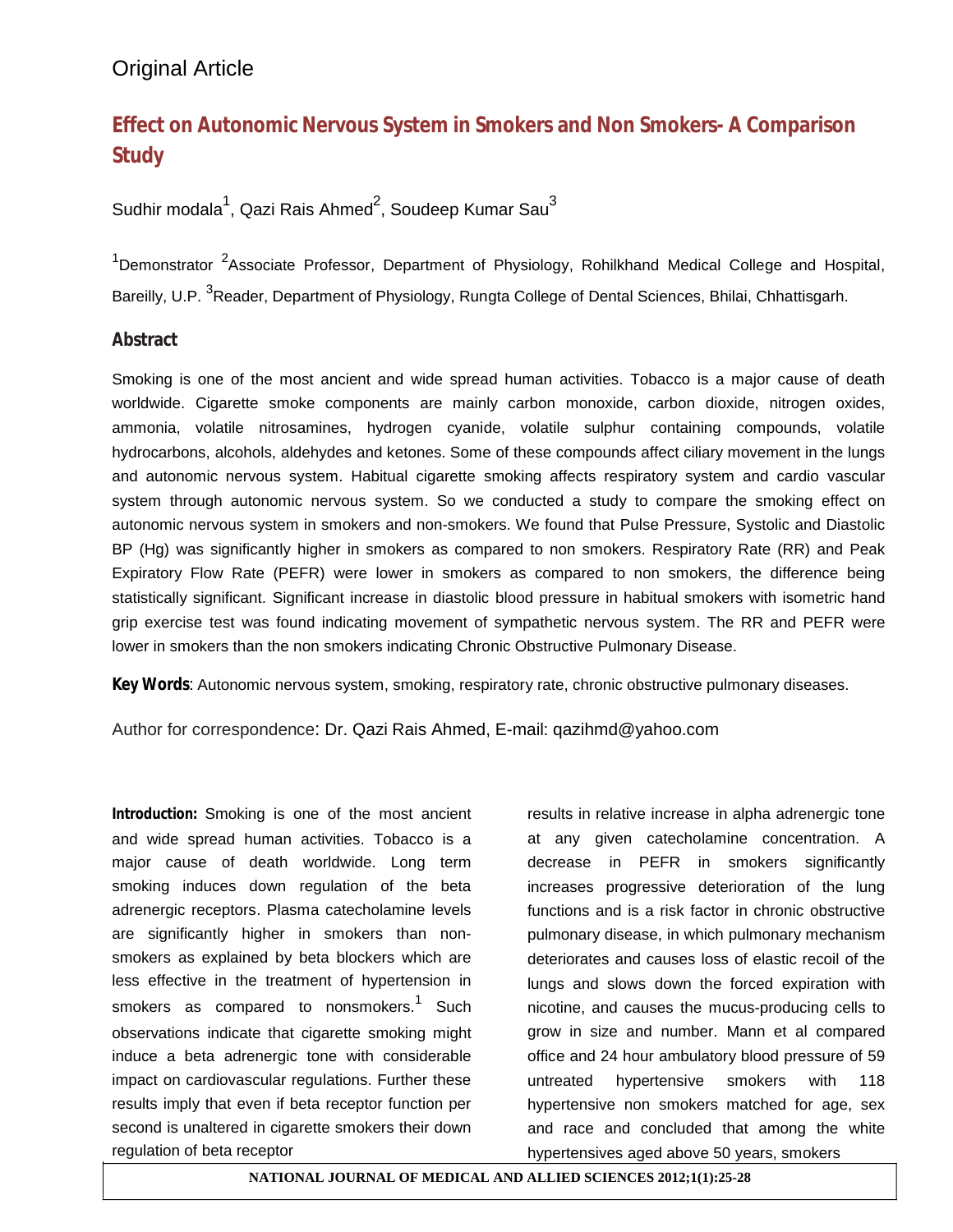Original Article

# Effect on Autonomic Nervous System in Smokers and Non Smokers- A Comparison Study

Sudhir modala[1], Qazi Rais Ahmed[2], Soudeep Kumar Sau[3]

[1]Demonstrator [2]Associate Professor, Department of Physiology, Rohilkhand Medical College and Hospital, Bareilly, U.P. [3]Reader, Department of Physiology, Rungta College of Dental Sciences, Bhilai, Chhattisgarh.

## Abstract

Smoking is one of the most ancient and wide spread human activities. Tobacco is a major cause of death worldwide. Cigarette smoke components are mainly carbon monoxide, carbon dioxide, nitrogen oxides, ammonia, volatile nitrosamines, hydrogen cyanide, volatile sulphur containing compounds, volatile hydrocarbons, alcohols, aldehydes and ketones. Some of these compounds affect ciliary movement in the lungs and autonomic nervous system. Habitual cigarette smoking affects respiratory system and cardio vascular system through autonomic nervous system. So we conducted a study to compare the smoking effect on autonomic nervous system in smokers and non-smokers. We found that Pulse Pressure, Systolic and Diastolic BP (Hg) was significantly higher in smokers as compared to non smokers. Respiratory Rate (RR) and Peak Expiratory Flow Rate (PEFR) were lower in smokers as compared to non smokers, the difference being statistically significant. Significant increase in diastolic blood pressure in habitual smokers with isometric hand grip exercise test was found indicating movement of sympathetic nervous system. The RR and PEFR were lower in smokers than the non smokers indicating Chronic Obstructive Pulmonary Disease.

**Key Words**: Autonomic nervous system, smoking, respiratory rate, chronic obstructive pulmonary diseases.

Author for correspondence: Dr. Qazi Rais Ahmed, E-mail: qazihmd@yahoo.com

**Introduction:** Smoking is one of the most ancient and wide spread human activities. Tobacco is a major cause of death worldwide. Long term smoking induces down regulation of the beta adrenergic receptors. Plasma catecholamine levels are significantly higher in smokers than non-smokers as explained by beta blockers which are less effective in the treatment of hypertension in smokers as compared to nonsmokers.[1] Such observations indicate that cigarette smoking might induce a beta adrenergic tone with considerable impact on cardiovascular regulations. Further these results imply that even if beta receptor function per second is unaltered in cigarette smokers their down regulation of beta receptor results in relative increase in alpha adrenergic tone at any given catecholamine concentration. A decrease in PEFR in smokers significantly increases progressive deterioration of the lung functions and is a risk factor in chronic obstructive pulmonary disease, in which pulmonary mechanism deteriorates and causes loss of elastic recoil of the lungs and slows down the forced expiration with nicotine, and causes the mucus-producing cells to grow in size and number. Mann et al compared office and 24 hour ambulatory blood pressure of 59 untreated hypertensive smokers with 118 hypertensive non smokers matched for age, sex and race and concluded that among the white hypertensives aged above 50 years, smokers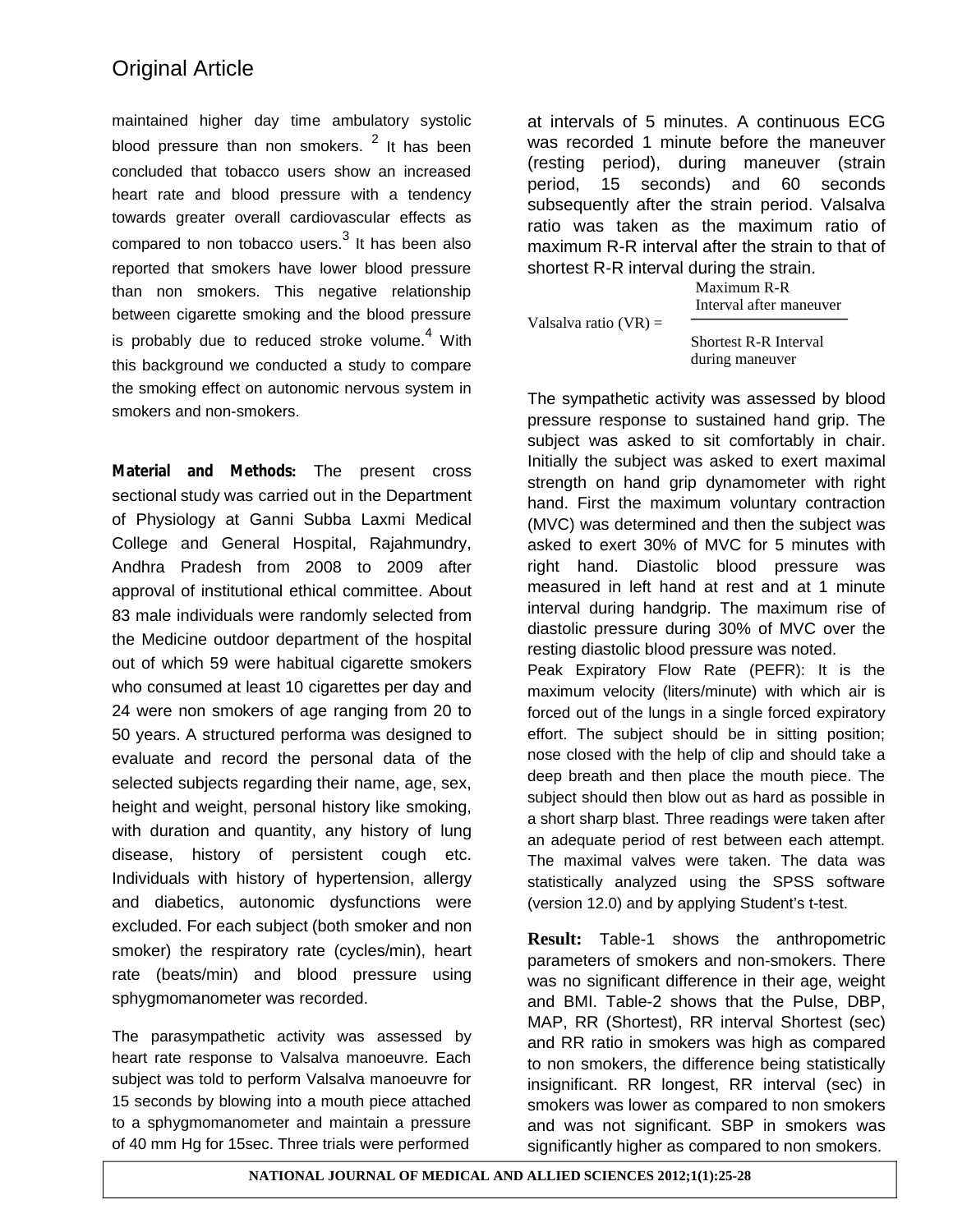maintained higher day time ambulatory systolic blood pressure than non smokers. [2] It has been concluded that tobacco users show an increased heart rate and blood pressure with a tendency towards greater overall cardiovascular effects as compared to non tobacco users.[3] It has been also reported that smokers have lower blood pressure than non smokers. This negative relationship between cigarette smoking and the blood pressure is probably due to reduced stroke volume.[4] With this background we conducted a study to compare the smoking effect on autonomic nervous system in smokers and non-smokers.

**Material and Methods:** The present cross sectional study was carried out in the Department of Physiology at Ganni Subba Laxmi Medical College and General Hospital, Rajahmundry, Andhra Pradesh from 2008 to 2009 after approval of institutional ethical committee. About 83 male individuals were randomly selected from the Medicine outdoor department of the hospital out of which 59 were habitual cigarette smokers who consumed at least 10 cigarettes per day and 24 were non smokers of age ranging from 20 to 50 years. A structured performa was designed to evaluate and record the personal data of the selected subjects regarding their name, age, sex, height and weight, personal history like smoking, with duration and quantity, any history of lung disease, history of persistent cough etc. Individuals with history of hypertension, allergy and diabetics, autonomic dysfunctions were excluded. For each subject (both smoker and non smoker) the respiratory rate (cycles/min), heart rate (beats/min) and blood pressure using sphygmomanometer was recorded.

The parasympathetic activity was assessed by heart rate response to Valsalva manoeuvre. Each subject was told to perform Valsalva manoeuvre for 15 seconds by blowing into a mouth piece attached to a sphygmomanometer and maintain a pressure of 40 mm Hg for 15sec. Three trials were performed at intervals of 5 minutes. A continuous ECG was recorded 1 minute before the maneuver (resting period), during maneuver (strain period, 15 seconds) and 60 seconds subsequently after the strain period. Valsalva ratio was taken as the maximum ratio of maximum R-R interval after the strain to that of shortest R-R interval during the strain.

$$\text{Valsalva ratio (VR)} = \frac{\text{Maximum R-R Interval after maneuver}}{\text{Shortest R-R Interval during maneuver}}$$

The sympathetic activity was assessed by blood pressure response to sustained hand grip. The subject was asked to sit comfortably in chair. Initially the subject was asked to exert maximal strength on hand grip dynamometer with right hand. First the maximum voluntary contraction (MVC) was determined and then the subject was asked to exert 30% of MVC for 5 minutes with right hand. Diastolic blood pressure was measured in left hand at rest and at 1 minute interval during handgrip. The maximum rise of diastolic pressure during 30% of MVC over the resting diastolic blood pressure was noted.

Peak Expiratory Flow Rate (PEFR): It is the maximum velocity (liters/minute) with which air is forced out of the lungs in a single forced expiratory effort. The subject should be in sitting position; nose closed with the help of clip and should take a deep breath and then place the mouth piece. The subject should then blow out as hard as possible in a short sharp blast. Three readings were taken after an adequate period of rest between each attempt. The maximal valves were taken. The data was statistically analyzed using the SPSS software (version 12.0) and by applying Student's t-test.

**Result:** Table-1 shows the anthropometric parameters of smokers and non-smokers. There was no significant difference in their age, weight and BMI. Table-2 shows that the Pulse, DBP, MAP, RR (Shortest), RR interval Shortest (sec) and RR ratio in smokers was high as compared to non smokers, the difference being statistically insignificant. RR longest, RR interval (sec) in smokers was lower as compared to non smokers and was not significant. SBP in smokers was significantly higher as compared to non smokers.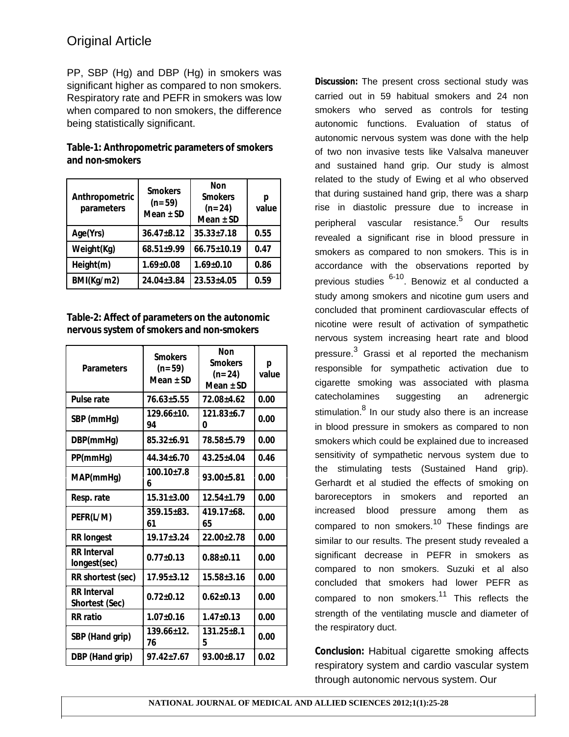## Original Article

PP, SBP (Hg) and DBP (Hg) in smokers was significant higher as compared to non smokers. Respiratory rate and PEFR in smokers was low when compared to non smokers, the difference being statistically significant.

**Table-1: Anthropometric parameters of smokers and non-smokers**

| Anthropometric parameters | Smokers (n=59) Mean ± SD | Non Smokers (n=24) Mean ± SD | p value |
|---|---|---|---|
| Age(Yrs) | 36.47±8.12 | 35.33±7.18 | 0.55 |
| Weight(Kg) | 68.51±9.99 | 66.75±10.19 | 0.47 |
| Height(m) | 1.69±0.08 | 1.69±0.10 | 0.86 |
| BMI(Kg/m2) | 24.04±3.84 | 23.53±4.05 | 0.59 |

**Table-2: Affect of parameters on the autonomic nervous system of smokers and non-smokers**

| Parameters | Smokers (n=59) Mean ± SD | Non Smokers (n=24) Mean ± SD | p value |
|---|---|---|---|
| Pulse rate | 76.63±5.55 | 72.08±4.62 | 0.00 |
| SBP (mmHg) | 129.66±10.94 | 121.83±6.70 | 0.00 |
| DBP(mmHg) | 85.32±6.91 | 78.58±5.79 | 0.00 |
| PP(mmHg) | 44.34±6.70 | 43.25±4.04 | 0.46 |
| MAP(mmHg) | 100.10±7.86 | 93.00±5.81 | 0.00 |
| Resp. rate | 15.31±3.00 | 12.54±1.79 | 0.00 |
| PEFR(L/M) | 359.15±83.61 | 419.17±68.65 | 0.00 |
| RR longest | 19.17±3.24 | 22.00±2.78 | 0.00 |
| RR Interval longest(sec) | 0.77±0.13 | 0.88±0.11 | 0.00 |
| RR shortest (sec) | 17.95±3.12 | 15.58±3.16 | 0.00 |
| RR Interval Shortest (Sec) | 0.72±0.12 | 0.62±0.13 | 0.00 |
| RR ratio | 1.07±0.16 | 1.47±0.13 | 0.00 |
| SBP (Hand grip) | 139.66±12.76 | 131.25±8.15 | 0.00 |
| DBP (Hand grip) | 97.42±7.67 | 93.00±8.17 | 0.02 |

**Discussion:** The present cross sectional study was carried out in 59 habitual smokers and 24 non smokers who served as controls for testing autonomic functions. Evaluation of status of autonomic nervous system was done with the help of two non invasive tests like Valsalva maneuver and sustained hand grip. Our study is almost related to the study of Ewing et al who observed that during sustained hand grip, there was a sharp rise in diastolic pressure due to increase in peripheral vascular resistance.[5] Our results revealed a significant rise in blood pressure in smokers as compared to non smokers. This is in accordance with the observations reported by previous studies [6-10]. Benowiz et al conducted a study among smokers and nicotine gum users and concluded that prominent cardiovascular effects of nicotine were result of activation of sympathetic nervous system increasing heart rate and blood pressure.[3] Grassi et al reported the mechanism responsible for sympathetic activation due to cigarette smoking was associated with plasma catecholamines suggesting an adrenergic stimulation.[8] In our study also there is an increase in blood pressure in smokers as compared to non smokers which could be explained due to increased sensitivity of sympathetic nervous system due to the stimulating tests (Sustained Hand grip). Gerhardt et al studied the effects of smoking on baroreceptors in smokers and reported an increased blood pressure among them as compared to non smokers.[10] These findings are similar to our results. The present study revealed a significant decrease in PEFR in smokers as compared to non smokers. Suzuki et al also concluded that smokers had lower PEFR as compared to non smokers.[11] This reflects the strength of the ventilating muscle and diameter of the respiratory duct.

**Conclusion:** Habitual cigarette smoking affects respiratory system and cardio vascular system through autonomic nervous system. Our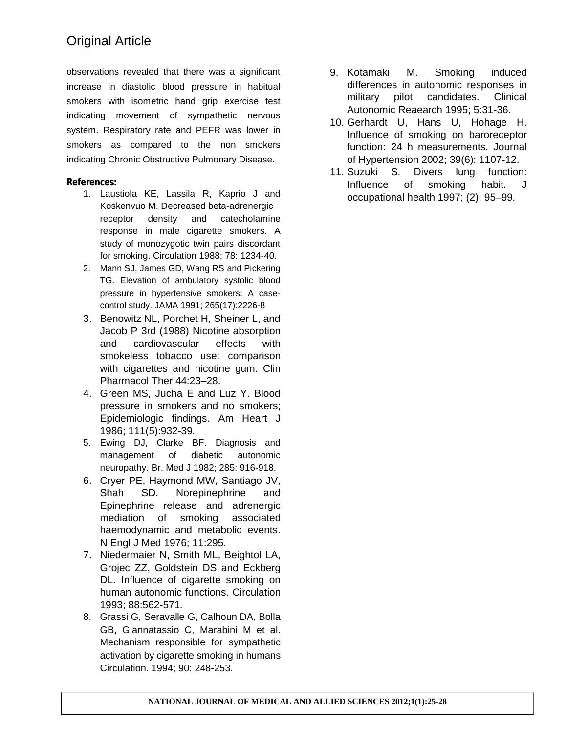observations revealed that there was a significant increase in diastolic blood pressure in habitual smokers with isometric hand grip exercise test indicating movement of sympathetic nervous system. Respiratory rate and PEFR was lower in smokers as compared to the non smokers indicating Chronic Obstructive Pulmonary Disease.

**References:**

1. Laustiola KE, Lassila R, Kaprio J and Koskenvuo M. Decreased beta-adrenergic receptor density and catecholamine response in male cigarette smokers. A study of monozygotic twin pairs discordant for smoking. Circulation 1988; 78: 1234-40.
2. Mann SJ, James GD, Wang RS and Pickering TG. Elevation of ambulatory systolic blood pressure in hypertensive smokers: A case-control study. JAMA 1991; 265(17):2226-8
3. Benowitz NL, Porchet H, Sheiner L, and Jacob P 3rd (1988) Nicotine absorption and cardiovascular effects with smokeless tobacco use: comparison with cigarettes and nicotine gum. Clin Pharmacol Ther 44:23–28.
4. Green MS, Jucha E and Luz Y. Blood pressure in smokers and no smokers; Epidemiologic findings. Am Heart J 1986; 111(5):932-39.
5. Ewing DJ, Clarke BF. Diagnosis and management of diabetic autonomic neuropathy. Br. Med J 1982; 285: 916-918.
6. Cryer PE, Haymond MW, Santiago JV, Shah SD. Norepinephrine and Epinephrine release and adrenergic mediation of smoking associated haemodynamic and metabolic events. N Engl J Med 1976; 11:295.
7. Niedermaier N, Smith ML, Beightol LA, Grojec ZZ, Goldstein DS and Eckberg DL. Influence of cigarette smoking on human autonomic functions. Circulation 1993; 88:562-571.
8. Grassi G, Seravalle G, Calhoun DA, Bolla GB, Giannatassio C, Marabini M et al. Mechanism responsible for sympathetic activation by cigarette smoking in humans Circulation. 1994; 90: 248-253.
9. Kotamaki M. Smoking induced differences in autonomic responses in military pilot candidates. Clinical Autonomic Reaearch 1995; 5:31-36.
10. Gerhardt U, Hans U, Hohage H. Influence of smoking on baroreceptor function: 24 h measurements. Journal of Hypertension 2002; 39(6): 1107-12.
11. Suzuki S. Divers lung function: Influence of smoking habit. J occupational health 1997; (2): 95–99.